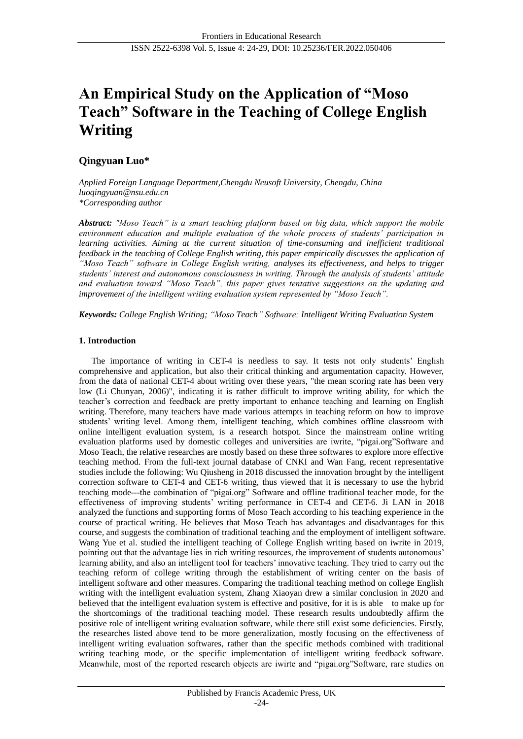# An Empirical Study on the Application of "Moso Teach" Software in the Teaching of College English Writing

**Qingyuan Luo***

*Applied Foreign Language Department,Chengdu Neusoft University, Chengdu, China*
*luoqingyuan@nsu.edu.cn*
*\*Corresponding author*

***Abstract:*** *"Moso Teach" is a smart teaching platform based on big data, which support the mobile environment education and multiple evaluation of the whole process of students' participation in learning activities. Aiming at the current situation of time-consuming and inefficient traditional feedback in the teaching of College English writing, this paper empirically discusses the application of "Moso Teach" software in College English writing, analyses its effectiveness, and helps to trigger students' interest and autonomous consciousness in writing. Through the analysis of students' attitude and evaluation toward "Moso Teach", this paper gives tentative suggestions on the updating and improvement of the intelligent writing evaluation system represented by "Moso Teach".*

***Keywords:*** *College English Writing; "Moso Teach" Software; Intelligent Writing Evaluation System*

## 1. Introduction

The importance of writing in CET-4 is needless to say. It tests not only students' English comprehensive and application, but also their critical thinking and argumentation capacity. However, from the data of national CET-4 about writing over these years, "the mean scoring rate has been very low (Li Chunyan, 2006)", indicating it is rather difficult to improve writing ability, for which the teacher's correction and feedback are pretty important to enhance teaching and learning on English writing. Therefore, many teachers have made various attempts in teaching reform on how to improve students' writing level. Among them, intelligent teaching, which combines offline classroom with online intelligent evaluation system, is a research hotspot. Since the mainstream online writing evaluation platforms used by domestic colleges and universities are iwrite, "pigai.org"Software and Moso Teach, the relative researches are mostly based on these three softwares to explore more effective teaching method. From the full-text journal database of CNKI and Wan Fang, recent representative studies include the following: Wu Qiusheng in 2018 discussed the innovation brought by the intelligent correction software to CET-4 and CET-6 writing, thus viewed that it is necessary to use the hybrid teaching mode---the combination of "pigai.org" Software and offline traditional teacher mode, for the effectiveness of improving students' writing performance in CET-4 and CET-6. Ji LAN in 2018 analyzed the functions and supporting forms of Moso Teach according to his teaching experience in the course of practical writing. He believes that Moso Teach has advantages and disadvantages for this course, and suggests the combination of traditional teaching and the employment of intelligent software. Wang Yue et al. studied the intelligent teaching of College English writing based on iwrite in 2019, pointing out that the advantage lies in rich writing resources, the improvement of students autonomous' learning ability, and also an intelligent tool for teachers' innovative teaching. They tried to carry out the teaching reform of college writing through the establishment of writing center on the basis of intelligent software and other measures. Comparing the traditional teaching method on college English writing with the intelligent evaluation system, Zhang Xiaoyan drew a similar conclusion in 2020 and believed that the intelligent evaluation system is effective and positive, for it is is able to make up for the shortcomings of the traditional teaching model. These research results undoubtedly affirm the positive role of intelligent writing evaluation software, while there still exist some deficiencies. Firstly, the researches listed above tend to be more generalization, mostly focusing on the effectiveness of intelligent writing evaluation softwares, rather than the specific methods combined with traditional writing teaching mode, or the specific implementation of intelligent writing feedback software. Meanwhile, most of the reported research objects are iwirte and "pigai.org"Software, rare studies on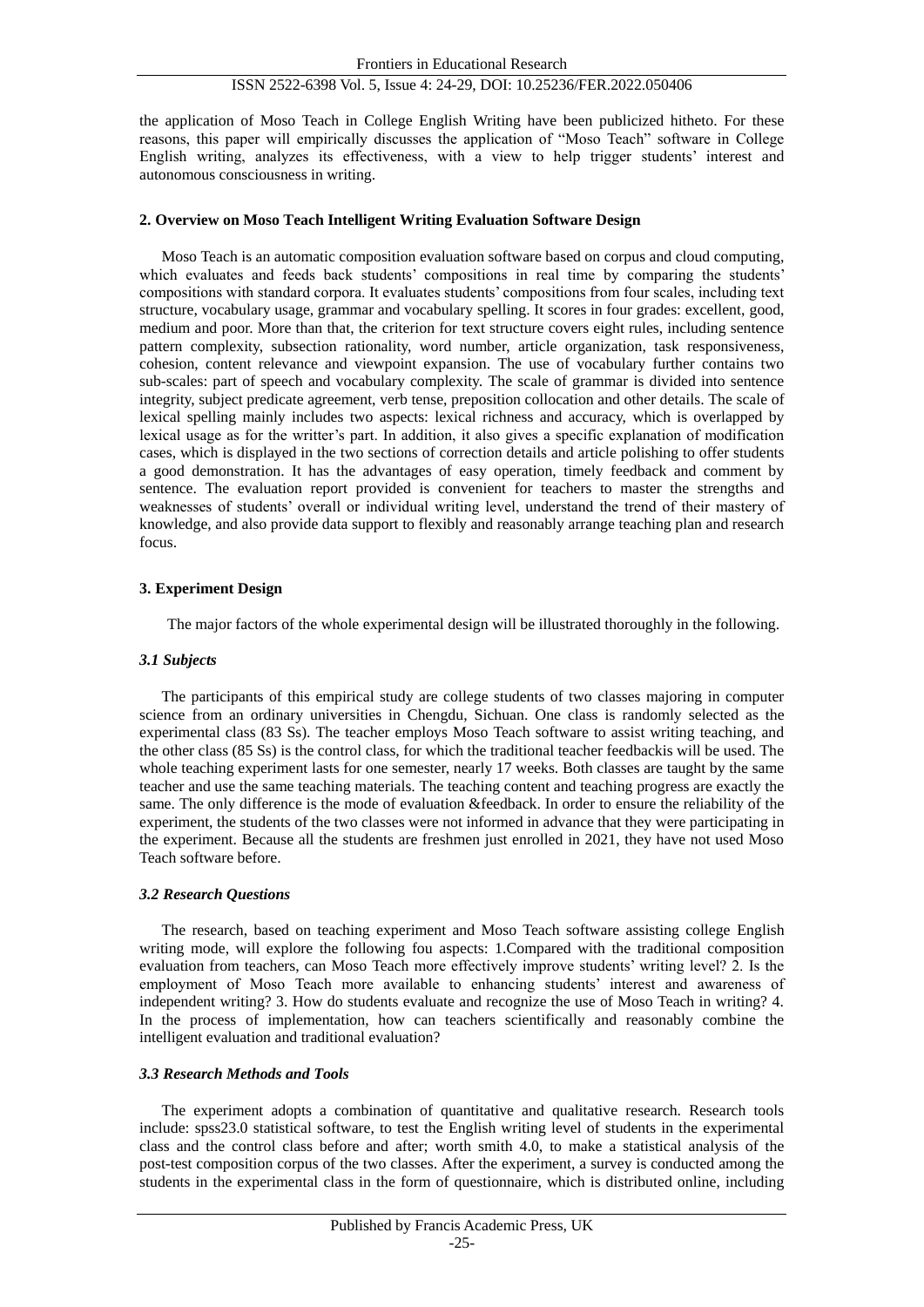the application of Moso Teach in College English Writing have been publicized hitheto. For these reasons, this paper will empirically discusses the application of "Moso Teach" software in College English writing, analyzes its effectiveness, with a view to help trigger students' interest and autonomous consciousness in writing.

## 2. Overview on Moso Teach Intelligent Writing Evaluation Software Design

Moso Teach is an automatic composition evaluation software based on corpus and cloud computing, which evaluates and feeds back students' compositions in real time by comparing the students' compositions with standard corpora. It evaluates students' compositions from four scales, including text structure, vocabulary usage, grammar and vocabulary spelling. It scores in four grades: excellent, good, medium and poor. More than that, the criterion for text structure covers eight rules, including sentence pattern complexity, subsection rationality, word number, article organization, task responsiveness, cohesion, content relevance and viewpoint expansion. The use of vocabulary further contains two sub-scales: part of speech and vocabulary complexity. The scale of grammar is divided into sentence integrity, subject predicate agreement, verb tense, preposition collocation and other details. The scale of lexical spelling mainly includes two aspects: lexical richness and accuracy, which is overlapped by lexical usage as for the writter's part. In addition, it also gives a specific explanation of modification cases, which is displayed in the two sections of correction details and article polishing to offer students a good demonstration. It has the advantages of easy operation, timely feedback and comment by sentence. The evaluation report provided is convenient for teachers to master the strengths and weaknesses of students' overall or individual writing level, understand the trend of their mastery of knowledge, and also provide data support to flexibly and reasonably arrange teaching plan and research focus.

## 3. Experiment Design

The major factors of the whole experimental design will be illustrated thoroughly in the following.

### *3.1 Subjects*

The participants of this empirical study are college students of two classes majoring in computer science from an ordinary universities in Chengdu, Sichuan. One class is randomly selected as the experimental class (83 Ss). The teacher employs Moso Teach software to assist writing teaching, and the other class (85 Ss) is the control class, for which the traditional teacher feedbackis will be used. The whole teaching experiment lasts for one semester, nearly 17 weeks. Both classes are taught by the same teacher and use the same teaching materials. The teaching content and teaching progress are exactly the same. The only difference is the mode of evaluation &feedback. In order to ensure the reliability of the experiment, the students of the two classes were not informed in advance that they were participating in the experiment. Because all the students are freshmen just enrolled in 2021, they have not used Moso Teach software before.

### *3.2 Research Questions*

The research, based on teaching experiment and Moso Teach software assisting college English writing mode, will explore the following fou aspects: 1.Compared with the traditional composition evaluation from teachers, can Moso Teach more effectively improve students' writing level? 2. Is the employment of Moso Teach more available to enhancing students' interest and awareness of independent writing? 3. How do students evaluate and recognize the use of Moso Teach in writing? 4. In the process of implementation, how can teachers scientifically and reasonably combine the intelligent evaluation and traditional evaluation?

### *3.3 Research Methods and Tools*

The experiment adopts a combination of quantitative and qualitative research. Research tools include: spss23.0 statistical software, to test the English writing level of students in the experimental class and the control class before and after; worth smith 4.0, to make a statistical analysis of the post-test composition corpus of the two classes. After the experiment, a survey is conducted among the students in the experimental class in the form of questionnaire, which is distributed online, including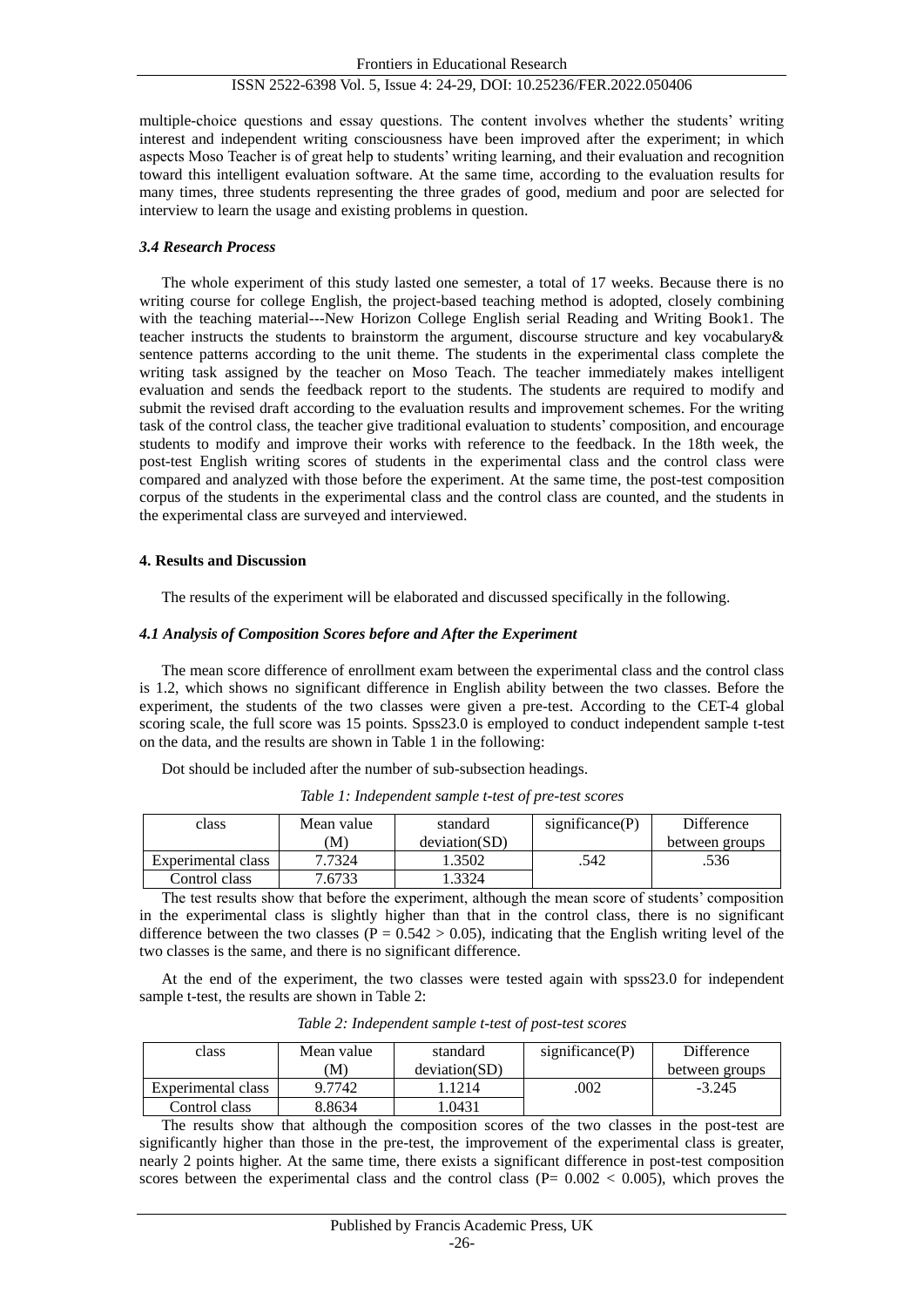multiple-choice questions and essay questions. The content involves whether the students' writing interest and independent writing consciousness have been improved after the experiment; in which aspects Moso Teacher is of great help to students' writing learning, and their evaluation and recognition toward this intelligent evaluation software. At the same time, according to the evaluation results for many times, three students representing the three grades of good, medium and poor are selected for interview to learn the usage and existing problems in question.

### *3.4 Research Process*

The whole experiment of this study lasted one semester, a total of 17 weeks. Because there is no writing course for college English, the project-based teaching method is adopted, closely combining with the teaching material---New Horizon College English serial Reading and Writing Book1. The teacher instructs the students to brainstorm the argument, discourse structure and key vocabulary& sentence patterns according to the unit theme. The students in the experimental class complete the writing task assigned by the teacher on Moso Teach. The teacher immediately makes intelligent evaluation and sends the feedback report to the students. The students are required to modify and submit the revised draft according to the evaluation results and improvement schemes. For the writing task of the control class, the teacher give traditional evaluation to students' composition, and encourage students to modify and improve their works with reference to the feedback. In the 18th week, the post-test English writing scores of students in the experimental class and the control class were compared and analyzed with those before the experiment. At the same time, the post-test composition corpus of the students in the experimental class and the control class are counted, and the students in the experimental class are surveyed and interviewed.

## 4. Results and Discussion

The results of the experiment will be elaborated and discussed specifically in the following.

### *4.1 Analysis of Composition Scores before and After the Experiment*

The mean score difference of enrollment exam between the experimental class and the control class is 1.2, which shows no significant difference in English ability between the two classes. Before the experiment, the students of the two classes were given a pre-test. According to the CET-4 global scoring scale, the full score was 15 points. Spss23.0 is employed to conduct independent sample t-test on the data, and the results are shown in Table 1 in the following:

Dot should be included after the number of sub-subsection headings.

*Table 1: Independent sample t-test of pre-test scores*

| class | Mean value (M) | standard deviation(SD) | significance(P) | Difference between groups |
|---|---|---|---|---|
| Experimental class | 7.7324 | 1.3502 | .542 | .536 |
| Control class | 7.6733 | 1.3324 | | |

The test results show that before the experiment, although the mean score of students' composition in the experimental class is slightly higher than that in the control class, there is no significant difference between the two classes ($P = 0.542 > 0.05$), indicating that the English writing level of the two classes is the same, and there is no significant difference.

At the end of the experiment, the two classes were tested again with spss23.0 for independent sample t-test, the results are shown in Table 2:

*Table 2: Independent sample t-test of post-test scores*

| class | Mean value (M) | standard deviation(SD) | significance(P) | Difference between groups |
|---|---|---|---|---|
| Experimental class | 9.7742 | 1.1214 | .002 | -3.245 |
| Control class | 8.8634 | 1.0431 | | |

The results show that although the composition scores of the two classes in the post-test are significantly higher than those in the pre-test, the improvement of the experimental class is greater, nearly 2 points higher. At the same time, there exists a significant difference in post-test composition scores between the experimental class and the control class ($P= 0.002 < 0.005$), which proves the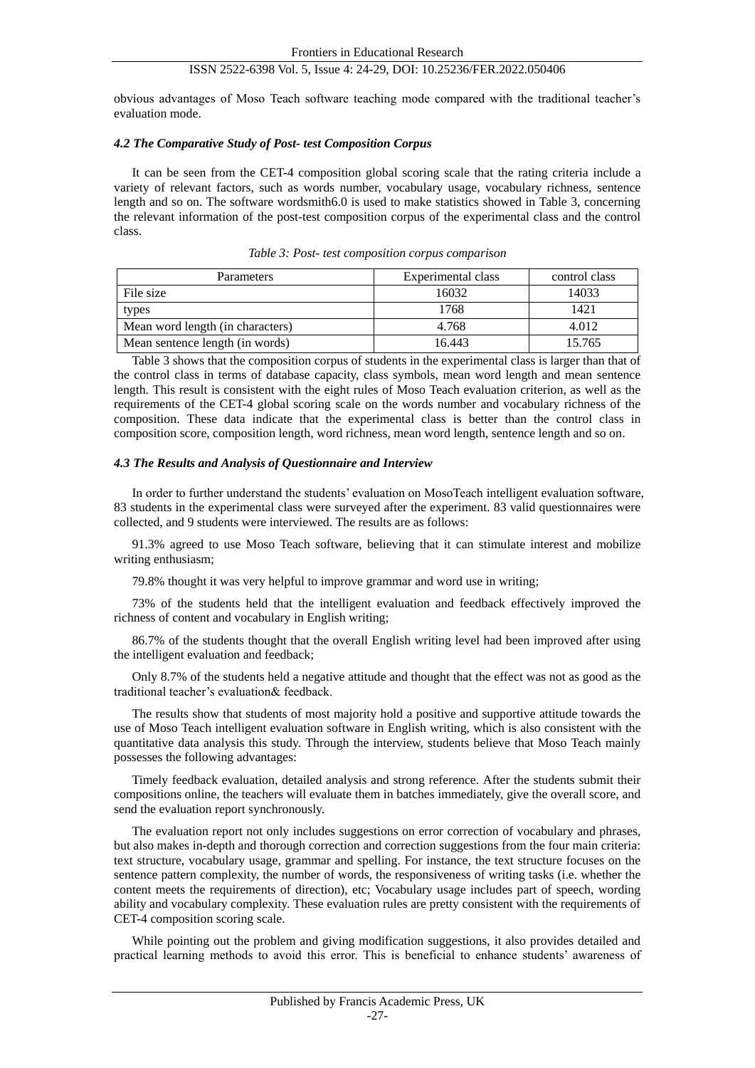obvious advantages of Moso Teach software teaching mode compared with the traditional teacher's evaluation mode.

### *4.2 The Comparative Study of Post- test Composition Corpus*

It can be seen from the CET-4 composition global scoring scale that the rating criteria include a variety of relevant factors, such as words number, vocabulary usage, vocabulary richness, sentence length and so on. The software wordsmith6.0 is used to make statistics showed in Table 3, concerning the relevant information of the post-test composition corpus of the experimental class and the control class.

*Table 3: Post- test composition corpus comparison*

| Parameters | Experimental class | control class |
|---|---|---|
| File size | 16032 | 14033 |
| types | 1768 | 1421 |
| Mean word length (in characters) | 4.768 | 4.012 |
| Mean sentence length (in words) | 16.443 | 15.765 |

Table 3 shows that the composition corpus of students in the experimental class is larger than that of the control class in terms of database capacity, class symbols, mean word length and mean sentence length. This result is consistent with the eight rules of Moso Teach evaluation criterion, as well as the requirements of the CET-4 global scoring scale on the words number and vocabulary richness of the composition. These data indicate that the experimental class is better than the control class in composition score, composition length, word richness, mean word length, sentence length and so on.

### *4.3 The Results and Analysis of Questionnaire and Interview*

In order to further understand the students' evaluation on MosoTeach intelligent evaluation software, 83 students in the experimental class were surveyed after the experiment. 83 valid questionnaires were collected, and 9 students were interviewed. The results are as follows:

91.3% agreed to use Moso Teach software, believing that it can stimulate interest and mobilize writing enthusiasm;

79.8% thought it was very helpful to improve grammar and word use in writing;

73% of the students held that the intelligent evaluation and feedback effectively improved the richness of content and vocabulary in English writing;

86.7% of the students thought that the overall English writing level had been improved after using the intelligent evaluation and feedback;

Only 8.7% of the students held a negative attitude and thought that the effect was not as good as the traditional teacher's evaluation& feedback.

The results show that students of most majority hold a positive and supportive attitude towards the use of Moso Teach intelligent evaluation software in English writing, which is also consistent with the quantitative data analysis this study. Through the interview, students believe that Moso Teach mainly possesses the following advantages:

Timely feedback evaluation, detailed analysis and strong reference. After the students submit their compositions online, the teachers will evaluate them in batches immediately, give the overall score, and send the evaluation report synchronously.

The evaluation report not only includes suggestions on error correction of vocabulary and phrases, but also makes in-depth and thorough correction and correction suggestions from the four main criteria: text structure, vocabulary usage, grammar and spelling. For instance, the text structure focuses on the sentence pattern complexity, the number of words, the responsiveness of writing tasks (i.e. whether the content meets the requirements of direction), etc; Vocabulary usage includes part of speech, wording ability and vocabulary complexity. These evaluation rules are pretty consistent with the requirements of CET-4 composition scoring scale.

While pointing out the problem and giving modification suggestions, it also provides detailed and practical learning methods to avoid this error. This is beneficial to enhance students' awareness of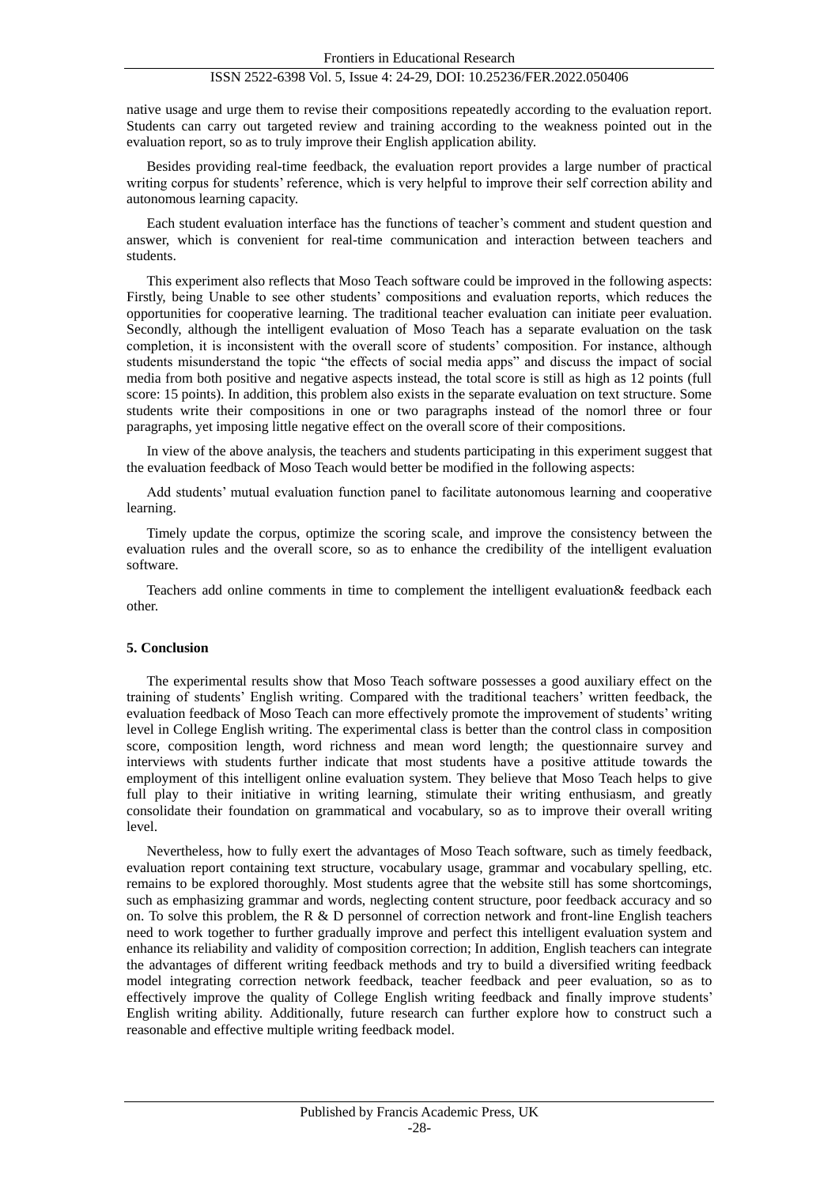native usage and urge them to revise their compositions repeatedly according to the evaluation report. Students can carry out targeted review and training according to the weakness pointed out in the evaluation report, so as to truly improve their English application ability.

Besides providing real-time feedback, the evaluation report provides a large number of practical writing corpus for students' reference, which is very helpful to improve their self correction ability and autonomous learning capacity.

Each student evaluation interface has the functions of teacher's comment and student question and answer, which is convenient for real-time communication and interaction between teachers and students.

This experiment also reflects that Moso Teach software could be improved in the following aspects: Firstly, being Unable to see other students' compositions and evaluation reports, which reduces the opportunities for cooperative learning. The traditional teacher evaluation can initiate peer evaluation. Secondly, although the intelligent evaluation of Moso Teach has a separate evaluation on the task completion, it is inconsistent with the overall score of students' composition. For instance, although students misunderstand the topic "the effects of social media apps" and discuss the impact of social media from both positive and negative aspects instead, the total score is still as high as 12 points (full score: 15 points). In addition, this problem also exists in the separate evaluation on text structure. Some students write their compositions in one or two paragraphs instead of the nomorl three or four paragraphs, yet imposing little negative effect on the overall score of their compositions.

In view of the above analysis, the teachers and students participating in this experiment suggest that the evaluation feedback of Moso Teach would better be modified in the following aspects:

Add students' mutual evaluation function panel to facilitate autonomous learning and cooperative learning.

Timely update the corpus, optimize the scoring scale, and improve the consistency between the evaluation rules and the overall score, so as to enhance the credibility of the intelligent evaluation software.

Teachers add online comments in time to complement the intelligent evaluation& feedback each other.

## 5. Conclusion

The experimental results show that Moso Teach software possesses a good auxiliary effect on the training of students' English writing. Compared with the traditional teachers' written feedback, the evaluation feedback of Moso Teach can more effectively promote the improvement of students' writing level in College English writing. The experimental class is better than the control class in composition score, composition length, word richness and mean word length; the questionnaire survey and interviews with students further indicate that most students have a positive attitude towards the employment of this intelligent online evaluation system. They believe that Moso Teach helps to give full play to their initiative in writing learning, stimulate their writing enthusiasm, and greatly consolidate their foundation on grammatical and vocabulary, so as to improve their overall writing level.

Nevertheless, how to fully exert the advantages of Moso Teach software, such as timely feedback, evaluation report containing text structure, vocabulary usage, grammar and vocabulary spelling, etc. remains to be explored thoroughly. Most students agree that the website still has some shortcomings, such as emphasizing grammar and words, neglecting content structure, poor feedback accuracy and so on. To solve this problem, the R & D personnel of correction network and front-line English teachers need to work together to further gradually improve and perfect this intelligent evaluation system and enhance its reliability and validity of composition correction; In addition, English teachers can integrate the advantages of different writing feedback methods and try to build a diversified writing feedback model integrating correction network feedback, teacher feedback and peer evaluation, so as to effectively improve the quality of College English writing feedback and finally improve students' English writing ability. Additionally, future research can further explore how to construct such a reasonable and effective multiple writing feedback model.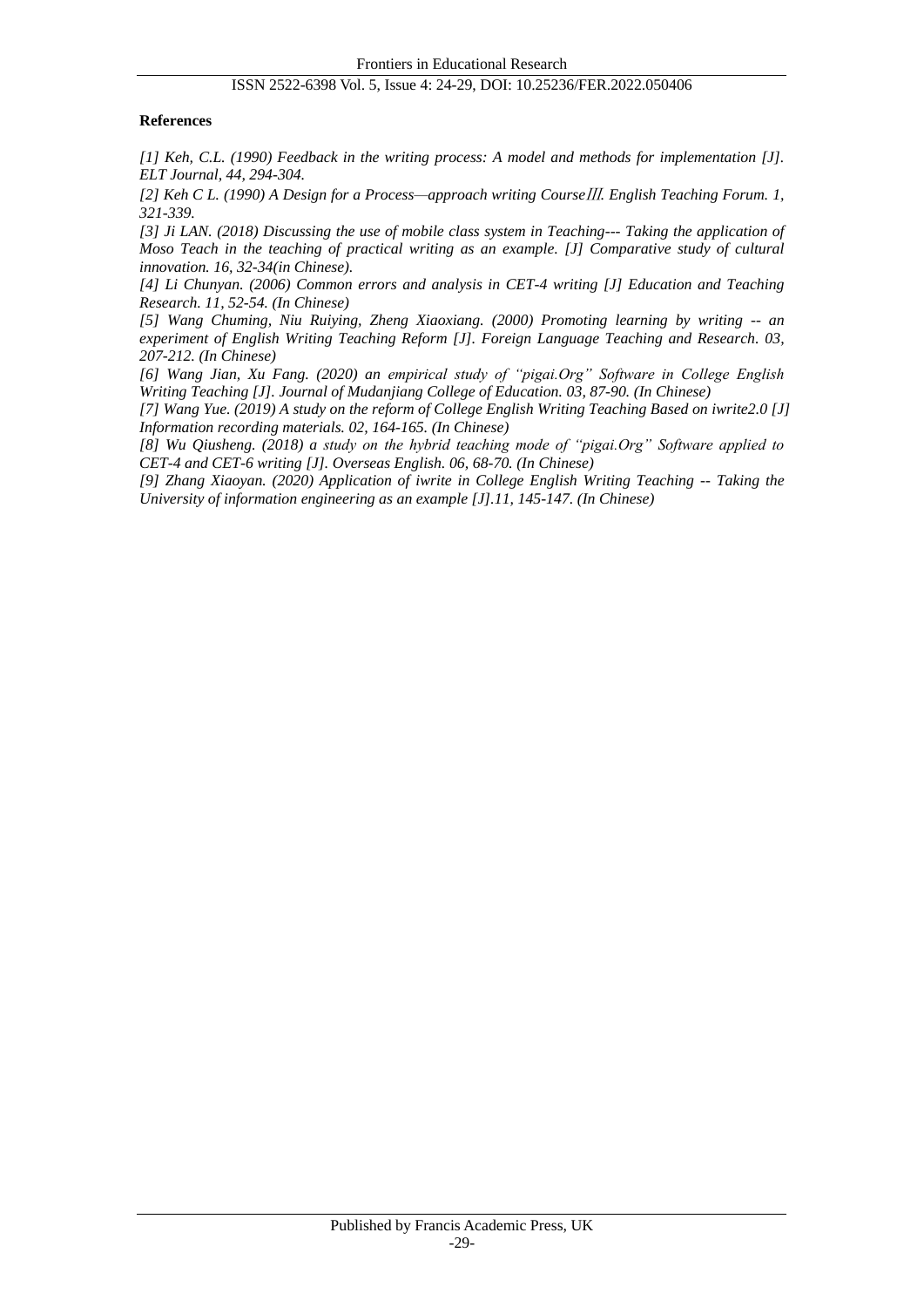**References**

*[1] Keh, C.L. (1990) Feedback in the writing process: A model and methods for implementation [J]. ELT Journal, 44, 294-304.*

*[2] Keh C L. (1990) A Design for a Process—approach writing CourseⅢ. English Teaching Forum. 1, 321-339.*

*[3] Ji LAN. (2018) Discussing the use of mobile class system in Teaching--- Taking the application of Moso Teach in the teaching of practical writing as an example. [J] Comparative study of cultural innovation. 16, 32-34(in Chinese).*

*[4] Li Chunyan. (2006) Common errors and analysis in CET-4 writing [J] Education and Teaching Research. 11, 52-54. (In Chinese)*

*[5] Wang Chuming, Niu Ruiying, Zheng Xiaoxiang. (2000) Promoting learning by writing -- an experiment of English Writing Teaching Reform [J]. Foreign Language Teaching and Research. 03, 207-212. (In Chinese)*

*[6] Wang Jian, Xu Fang. (2020) an empirical study of "pigai.Org" Software in College English Writing Teaching [J]. Journal of Mudanjiang College of Education. 03, 87-90. (In Chinese)*

*[7] Wang Yue. (2019) A study on the reform of College English Writing Teaching Based on iwrite2.0 [J] Information recording materials. 02, 164-165. (In Chinese)*

*[8] Wu Qiusheng. (2018) a study on the hybrid teaching mode of "pigai.Org" Software applied to CET-4 and CET-6 writing [J]. Overseas English. 06, 68-70. (In Chinese)*

*[9] Zhang Xiaoyan. (2020) Application of iwrite in College English Writing Teaching -- Taking the University of information engineering as an example [J].11, 145-147. (In Chinese)*